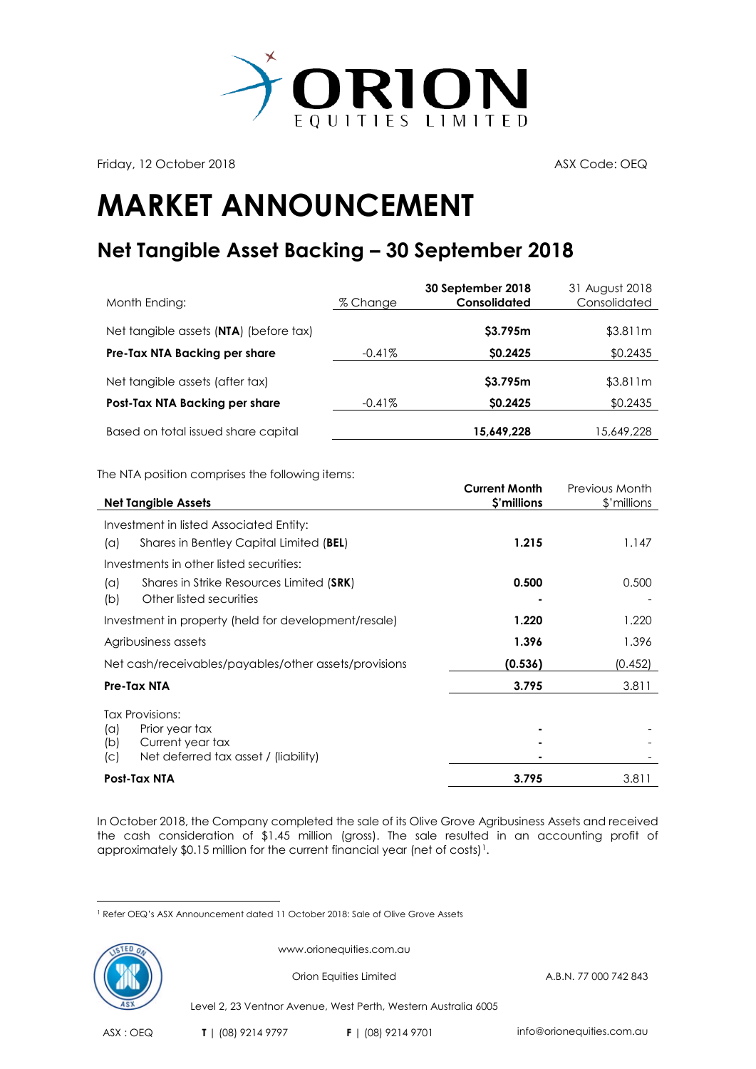Friday, 12 October 2018

ASX Code: OEQ

# MARKET ANNOUNCEMENT

## Net Tangible Asset Backing – 30 September 2018

| Month Ending: | % Change | **30 September 2018 Consolidated** | 31 August 2018 Consolidated |
|---|---|---|---|
| Net tangible assets (**NTA**) (before tax) | | **$3.795m** | $3.811m |
| **Pre-Tax NTA Backing per share** | -0.41% | **$0.2425** | $0.2435 |
| Net tangible assets (after tax) | | **$3.795m** | $3.811m |
| **Post-Tax NTA Backing per share** | -0.41% | **$0.2425** | $0.2435 |
| Based on total issued share capital | | **15,649,228** | 15,649,228 |

The NTA position comprises the following items:

| **Net Tangible Assets** | **Current Month $'millions** | Previous Month $'millions |
|---|---|---|
| Investment in listed Associated Entity: | | |
| (a) Shares in Bentley Capital Limited (**BEL**) | **1.215** | 1.147 |
| Investments in other listed securities: | | |
| (a) Shares in Strike Resources Limited (**SRK**) | **0.500** | 0.500 |
| (b) Other listed securities | **-** | - |
| Investment in property (held for development/resale) | **1.220** | 1.220 |
| Agribusiness assets | **1.396** | 1.396 |
| Net cash/receivables/payables/other assets/provisions | **(0.536)** | (0.452) |
| **Pre-Tax NTA** | **3.795** | 3.811 |
| Tax Provisions: | | |
| (a) Prior year tax | **-** | - |
| (b) Current year tax | **-** | - |
| (c) Net deferred tax asset / (liability) | **-** | - |
| **Post-Tax NTA** | **3.795** | 3.811 |

In October 2018, the Company completed the sale of its Olive Grove Agribusiness Assets and received the cash consideration of $1.45 million (gross). The sale resulted in an accounting profit of approximately $0.15 million for the current financial year (net of costs)[1].

[1] Refer OEQ's ASX Announcement dated 11 October 2018: Sale of Olive Grove Assets

www.orionequities.com.au

Orion Equities Limited A.B.N. 77 000 742 843

Level 2, 23 Ventnor Avenue, West Perth, Western Australia 6005

ASX : OEQ T | (08) 9214 9797 F | (08) 9214 9701 info@orionequities.com.au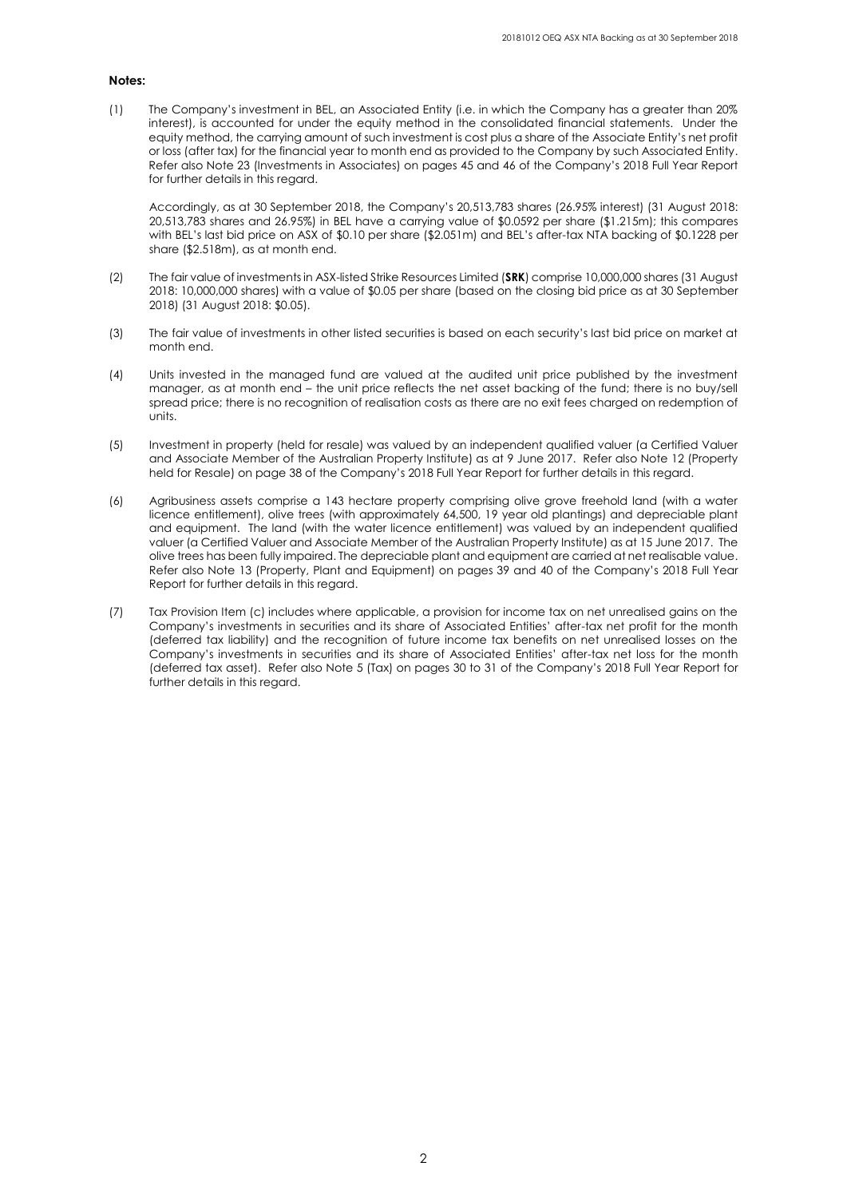**Notes:**

(1) The Company's investment in BEL, an Associated Entity (i.e. in which the Company has a greater than 20% interest), is accounted for under the equity method in the consolidated financial statements. Under the equity method, the carrying amount of such investment is cost plus a share of the Associate Entity's net profit or loss (after tax) for the financial year to month end as provided to the Company by such Associated Entity. Refer also Note 23 (Investments in Associates) on pages 45 and 46 of the Company's 2018 Full Year Report for further details in this regard.

Accordingly, as at 30 September 2018, the Company's 20,513,783 shares (26.95% interest) (31 August 2018: 20,513,783 shares and 26.95%) in BEL have a carrying value of $0.0592 per share ($1.215m); this compares with BEL's last bid price on ASX of $0.10 per share ($2.051m) and BEL's after-tax NTA backing of $0.1228 per share ($2.518m), as at month end.

(2) The fair value of investments in ASX-listed Strike Resources Limited (**SRK**) comprise 10,000,000 shares (31 August 2018: 10,000,000 shares) with a value of $0.05 per share (based on the closing bid price as at 30 September 2018) (31 August 2018: $0.05).

(3) The fair value of investments in other listed securities is based on each security's last bid price on market at month end.

(4) Units invested in the managed fund are valued at the audited unit price published by the investment manager, as at month end – the unit price reflects the net asset backing of the fund; there is no buy/sell spread price; there is no recognition of realisation costs as there are no exit fees charged on redemption of units.

(5) Investment in property (held for resale) was valued by an independent qualified valuer (a Certified Valuer and Associate Member of the Australian Property Institute) as at 9 June 2017. Refer also Note 12 (Property held for Resale) on page 38 of the Company's 2018 Full Year Report for further details in this regard.

(6) Agribusiness assets comprise a 143 hectare property comprising olive grove freehold land (with a water licence entitlement), olive trees (with approximately 64,500, 19 year old plantings) and depreciable plant and equipment. The land (with the water licence entitlement) was valued by an independent qualified valuer (a Certified Valuer and Associate Member of the Australian Property Institute) as at 15 June 2017. The olive trees has been fully impaired. The depreciable plant and equipment are carried at net realisable value. Refer also Note 13 (Property, Plant and Equipment) on pages 39 and 40 of the Company's 2018 Full Year Report for further details in this regard.

(7) Tax Provision Item (c) includes where applicable, a provision for income tax on net unrealised gains on the Company's investments in securities and its share of Associated Entities' after-tax net profit for the month (deferred tax liability) and the recognition of future income tax benefits on net unrealised losses on the Company's investments in securities and its share of Associated Entities' after-tax net loss for the month (deferred tax asset). Refer also Note 5 (Tax) on pages 30 to 31 of the Company's 2018 Full Year Report for further details in this regard.